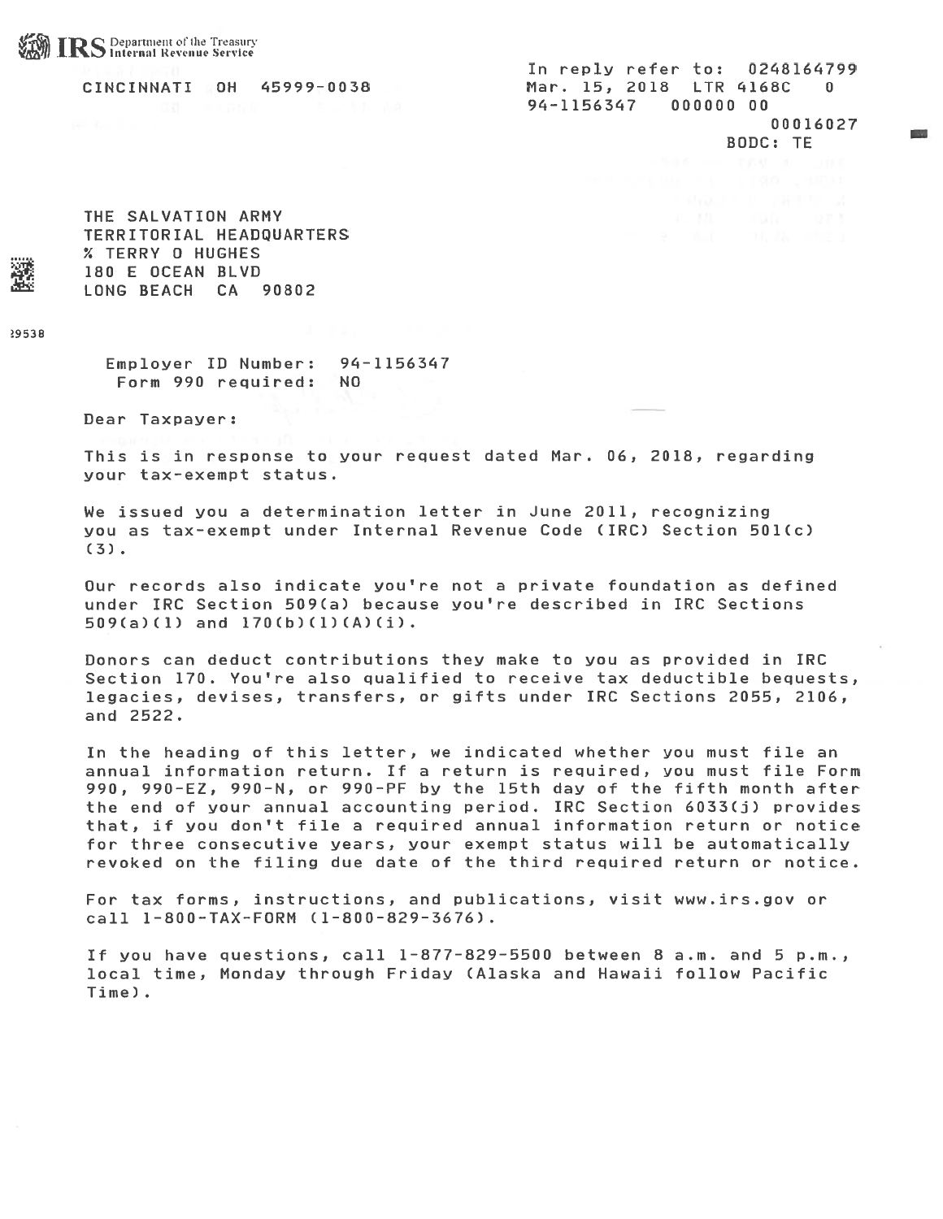**IRS** Department of the Treasury
Internal Revenue Service

CINCINNATI OH 45999-0038

In reply refer to: 0248164799
Mar. 15, 2018 LTR 4168C 0
94-1156347 000000 00
00016027
BODC: TE

THE SALVATION ARMY
TERRITORIAL HEADQUARTERS
% TERRY O HUGHES
180 E OCEAN BLVD
LONG BEACH CA 90802

29538

Employer ID Number: 94-1156347
Form 990 required: NO

Dear Taxpayer:

This is in response to your request dated Mar. 06, 2018, regarding your tax-exempt status.

We issued you a determination letter in June 2011, recognizing you as tax-exempt under Internal Revenue Code (IRC) Section 501(c)(3).

Our records also indicate you're not a private foundation as defined under IRC Section 509(a) because you're described in IRC Sections 509(a)(1) and 170(b)(1)(A)(i).

Donors can deduct contributions they make to you as provided in IRC Section 170. You're also qualified to receive tax deductible bequests, legacies, devises, transfers, or gifts under IRC Sections 2055, 2106, and 2522.

In the heading of this letter, we indicated whether you must file an annual information return. If a return is required, you must file Form 990, 990-EZ, 990-N, or 990-PF by the 15th day of the fifth month after the end of your annual accounting period. IRC Section 6033(j) provides that, if you don't file a required annual information return or notice for three consecutive years, your exempt status will be automatically revoked on the filing due date of the third required return or notice.

For tax forms, instructions, and publications, visit www.irs.gov or call 1-800-TAX-FORM (1-800-829-3676).

If you have questions, call 1-877-829-5500 between 8 a.m. and 5 p.m., local time, Monday through Friday (Alaska and Hawaii follow Pacific Time).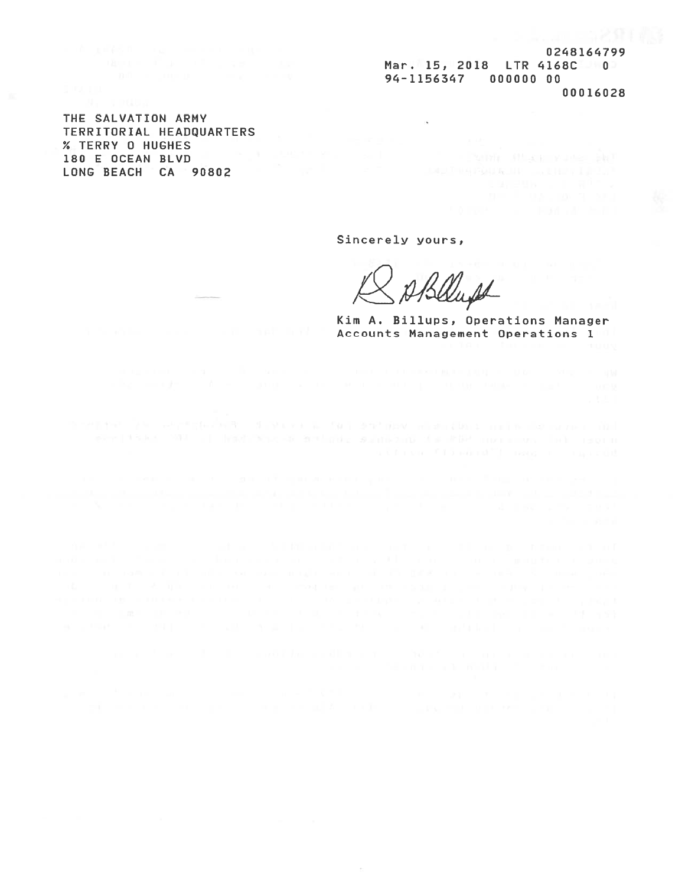0248164799
Mar. 15, 2018 LTR 4168C 0
94-1156347 000000 00
00016028

THE SALVATION ARMY
TERRITORIAL HEADQUARTERS
% TERRY O HUGHES
180 E OCEAN BLVD
LONG BEACH CA 90802

Sincerely yours,

Kim A. Billups, Operations Manager
Accounts Management Operations 1